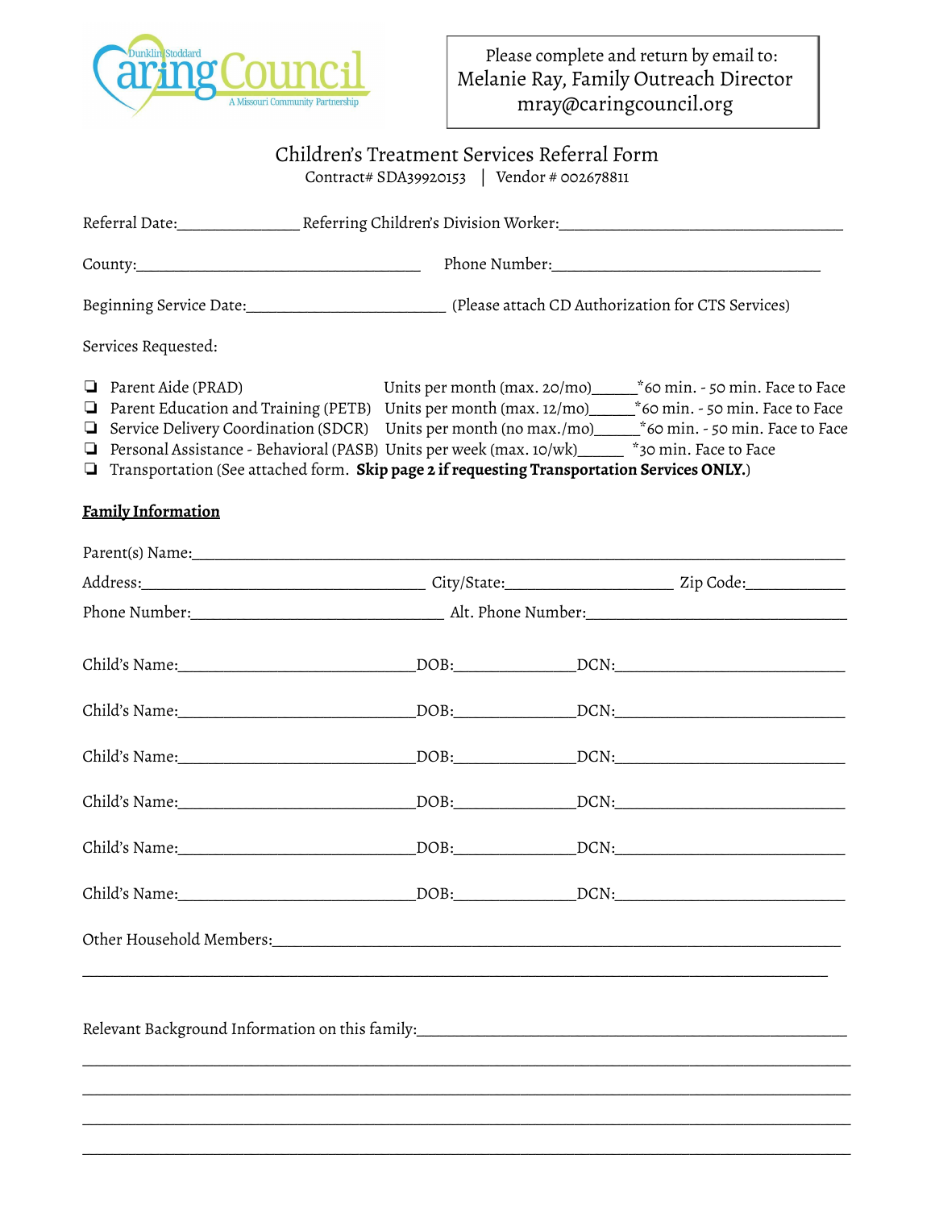Dunklin Stoddard Caring Council
A Missouri Community Partnership

Please complete and return by email to:
Melanie Ray, Family Outreach Director
mray@caringcouncil.org

# Children's Treatment Services Referral Form

Contract# SDA39920153 | Vendor # 002678811

Referral Date:_______________ Referring Children's Division Worker:___________________________________

County:___________________________________ Phone Number:________________________________

Beginning Service Date:________________________ (Please attach CD Authorization for CTS Services)

Services Requested:

- ❏ Parent Aide (PRAD) Units per month (max. 20/mo)______*60 min. - 50 min. Face to Face
- ❏ Parent Education and Training (PETB) Units per month (max. 12/mo)______*60 min. - 50 min. Face to Face
- ❏ Service Delivery Coordination (SDCR) Units per month (no max./mo)______*60 min. - 50 min. Face to Face
- ❏ Personal Assistance - Behavioral (PASB) Units per week (max. 10/wk)______ *30 min. Face to Face
- ❏ Transportation (See attached form. **Skip page 2 if requesting Transportation Services ONLY.**)

**Family Information**

Parent(s) Name:_____________________________________________________________________________

Address:___________________________________ City/State:____________________ Zip Code:____________

Phone Number:______________________________ Alt. Phone Number:________________________________

Child's Name:_____________________________DOB:______________DCN:____________________________

Child's Name:_____________________________DOB:______________DCN:____________________________

Child's Name:_____________________________DOB:______________DCN:____________________________

Child's Name:_____________________________DOB:______________DCN:____________________________

Child's Name:_____________________________DOB:______________DCN:____________________________

Child's Name:_____________________________DOB:______________DCN:____________________________

Other Household Members:_____________________________________________________________________

_____________________________________________________________________________________________

Relevant Background Information on this family:_____________________________________________________

_____________________________________________________________________________________________

_____________________________________________________________________________________________

_____________________________________________________________________________________________

_____________________________________________________________________________________________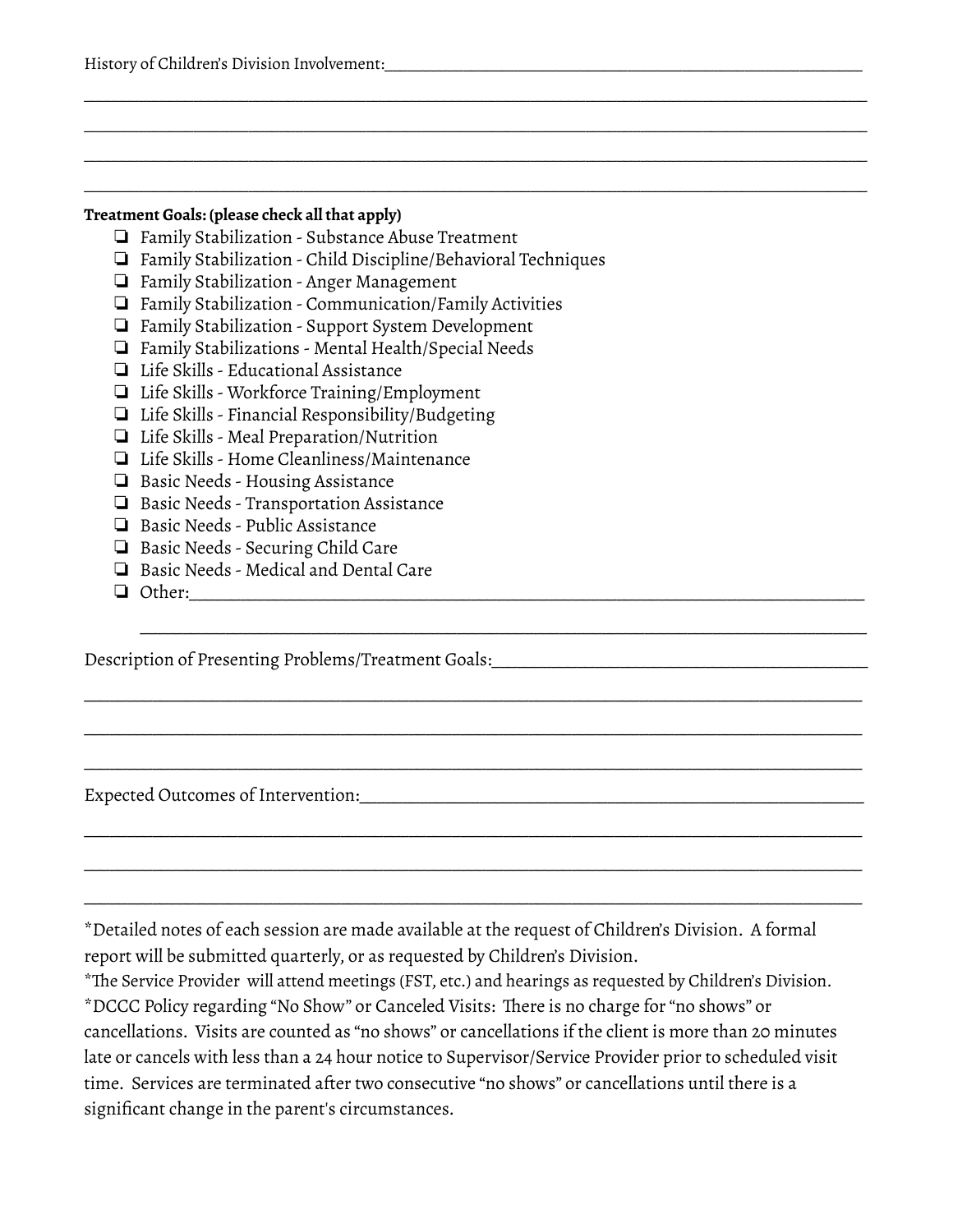History of Children's Division Involvement:________________________________________________________________

______________________________________________________________________________________________

______________________________________________________________________________________________

______________________________________________________________________________________________

______________________________________________________________________________________________

**Treatment Goals: (please check all that apply)**

- ❏ Family Stabilization - Substance Abuse Treatment
- ❏ Family Stabilization - Child Discipline/Behavioral Techniques
- ❏ Family Stabilization - Anger Management
- ❏ Family Stabilization - Communication/Family Activities
- ❏ Family Stabilization - Support System Development
- ❏ Family Stabilizations - Mental Health/Special Needs
- ❏ Life Skills - Educational Assistance
- ❏ Life Skills - Workforce Training/Employment
- ❏ Life Skills - Financial Responsibility/Budgeting
- ❏ Life Skills - Meal Preparation/Nutrition
- ❏ Life Skills - Home Cleanliness/Maintenance
- ❏ Basic Needs - Housing Assistance
- ❏ Basic Needs - Transportation Assistance
- ❏ Basic Needs - Public Assistance
- ❏ Basic Needs - Securing Child Care
- ❏ Basic Needs - Medical and Dental Care
- ❏ Other:_________________________________________________________________________________

  _________________________________________________________________________________________

Description of Presenting Problems/Treatment Goals:_____________________________________________________

______________________________________________________________________________________________

______________________________________________________________________________________________

______________________________________________________________________________________________

Expected Outcomes of Intervention:______________________________________________________________

______________________________________________________________________________________________

______________________________________________________________________________________________

______________________________________________________________________________________________

*Detailed notes of each session are made available at the request of Children's Division. A formal report will be submitted quarterly, or as requested by Children's Division.

*The Service Provider will attend meetings (FST, etc.) and hearings as requested by Children's Division.

*DCCC Policy regarding "No Show" or Canceled Visits: There is no charge for "no shows" or cancellations. Visits are counted as "no shows" or cancellations if the client is more than 20 minutes late or cancels with less than a 24 hour notice to Supervisor/Service Provider prior to scheduled visit time. Services are terminated after two consecutive "no shows" or cancellations until there is a significant change in the parent's circumstances.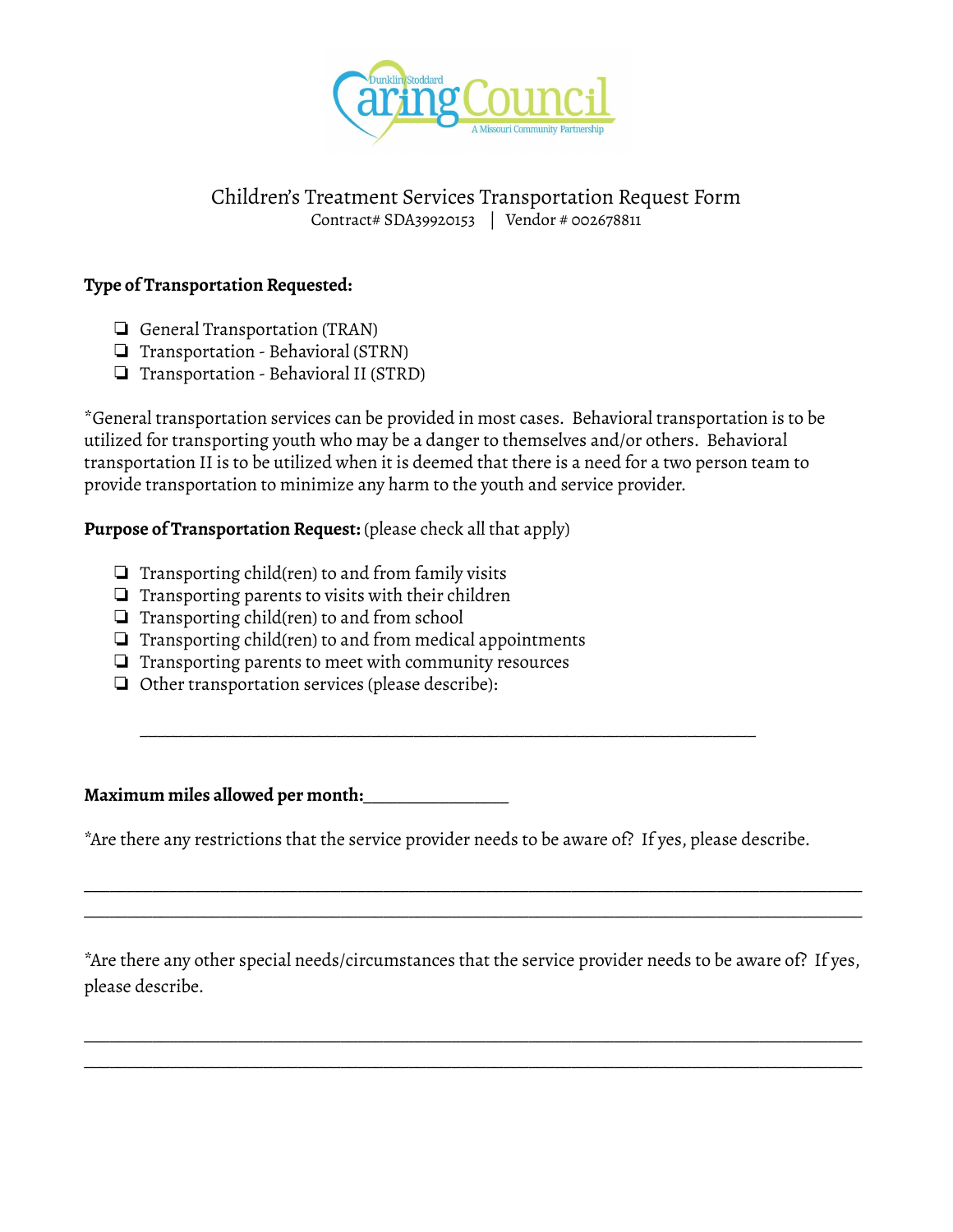Dunklin Stoddard Caring Council
A Missouri Community Partnership

# Children's Treatment Services Transportation Request Form

Contract# SDA39920153 | Vendor # 002678811

**Type of Transportation Requested:**

- ❏ General Transportation (TRAN)
- ❏ Transportation - Behavioral (STRN)
- ❏ Transportation - Behavioral II (STRD)

*General transportation services can be provided in most cases. Behavioral transportation is to be utilized for transporting youth who may be a danger to themselves and/or others. Behavioral transportation II is to be utilized when it is deemed that there is a need for a two person team to provide transportation to minimize any harm to the youth and service provider.

**Purpose of Transportation Request:** (please check all that apply)

- ❏ Transporting child(ren) to and from family visits
- ❏ Transporting parents to visits with their children
- ❏ Transporting child(ren) to and from school
- ❏ Transporting child(ren) to and from medical appointments
- ❏ Transporting parents to meet with community resources
- ❏ Other transportation services (please describe):

  ________________________________________________________________

**Maximum miles allowed per month:**______________

*Are there any restrictions that the service provider needs to be aware of? If yes, please describe.

________________________________________________________________________________

________________________________________________________________________________

*Are there any other special needs/circumstances that the service provider needs to be aware of? If yes, please describe.

________________________________________________________________________________

________________________________________________________________________________